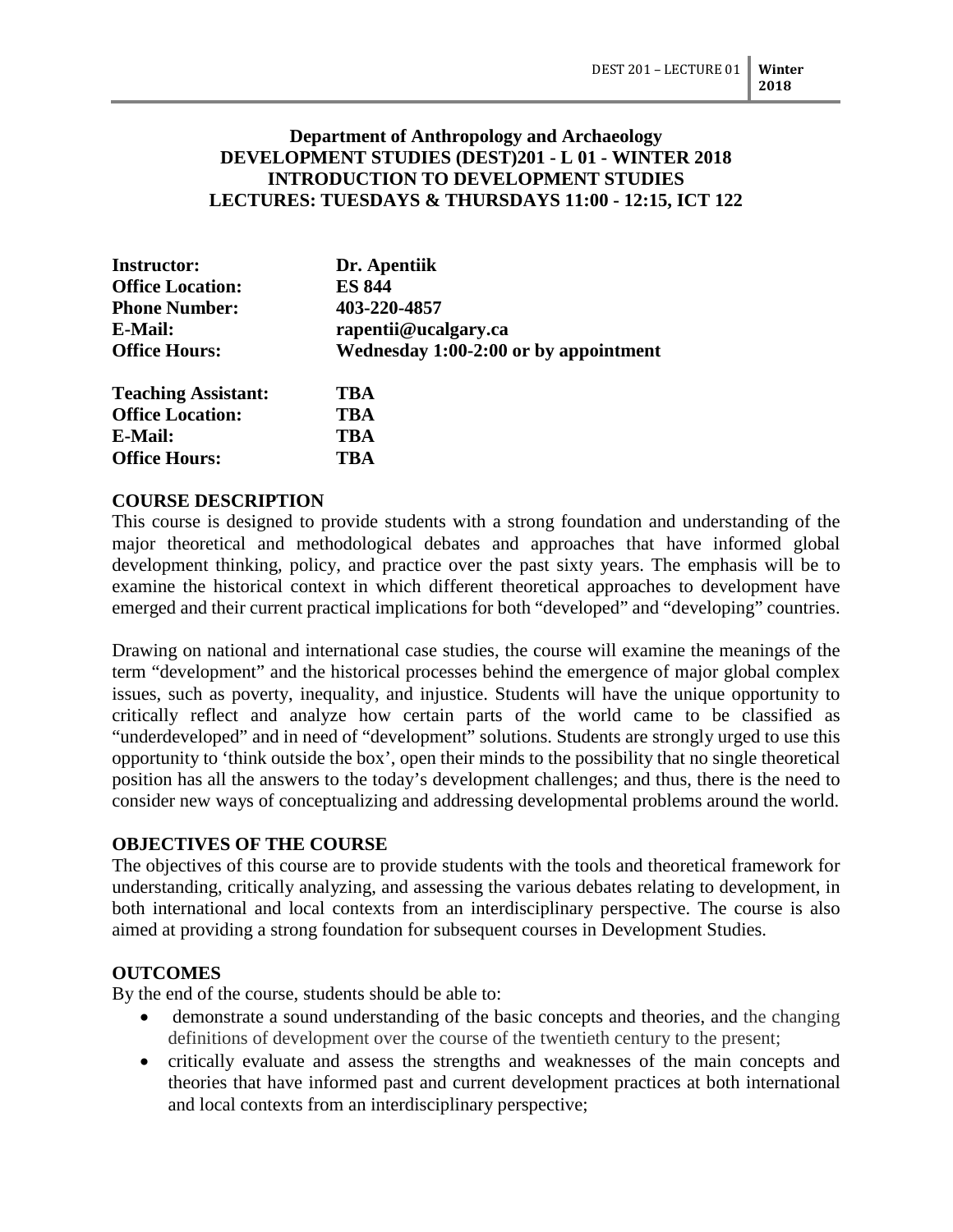**Department of Anthropology and Archaeology**
**DEVELOPMENT STUDIES (DEST)201 - L 01 - WINTER 2018**
**INTRODUCTION TO DEVELOPMENT STUDIES**
**LECTURES: TUESDAYS & THURSDAYS 11:00 - 12:15, ICT 122**

| | |
|---|---|
| **Instructor:** | **Dr. Apentiik** |
| **Office Location:** | **ES 844** |
| **Phone Number:** | **403-220-4857** |
| **E-Mail:** | **rapentii@ucalgary.ca** |
| **Office Hours:** | **Wednesday 1:00-2:00 or by appointment** |
| **Teaching Assistant:** | **TBA** |
| **Office Location:** | **TBA** |
| **E-Mail:** | **TBA** |
| **Office Hours:** | **TBA** |

## COURSE DESCRIPTION

This course is designed to provide students with a strong foundation and understanding of the major theoretical and methodological debates and approaches that have informed global development thinking, policy, and practice over the past sixty years. The emphasis will be to examine the historical context in which different theoretical approaches to development have emerged and their current practical implications for both "developed" and "developing" countries.

Drawing on national and international case studies, the course will examine the meanings of the term "development" and the historical processes behind the emergence of major global complex issues, such as poverty, inequality, and injustice. Students will have the unique opportunity to critically reflect and analyze how certain parts of the world came to be classified as "underdeveloped" and in need of "development" solutions. Students are strongly urged to use this opportunity to 'think outside the box', open their minds to the possibility that no single theoretical position has all the answers to the today's development challenges; and thus, there is the need to consider new ways of conceptualizing and addressing developmental problems around the world.

## OBJECTIVES OF THE COURSE

The objectives of this course are to provide students with the tools and theoretical framework for understanding, critically analyzing, and assessing the various debates relating to development, in both international and local contexts from an interdisciplinary perspective. The course is also aimed at providing a strong foundation for subsequent courses in Development Studies.

## OUTCOMES

By the end of the course, students should be able to:

- demonstrate a sound understanding of the basic concepts and theories, and the changing definitions of development over the course of the twentieth century to the present;
- critically evaluate and assess the strengths and weaknesses of the main concepts and theories that have informed past and current development practices at both international and local contexts from an interdisciplinary perspective;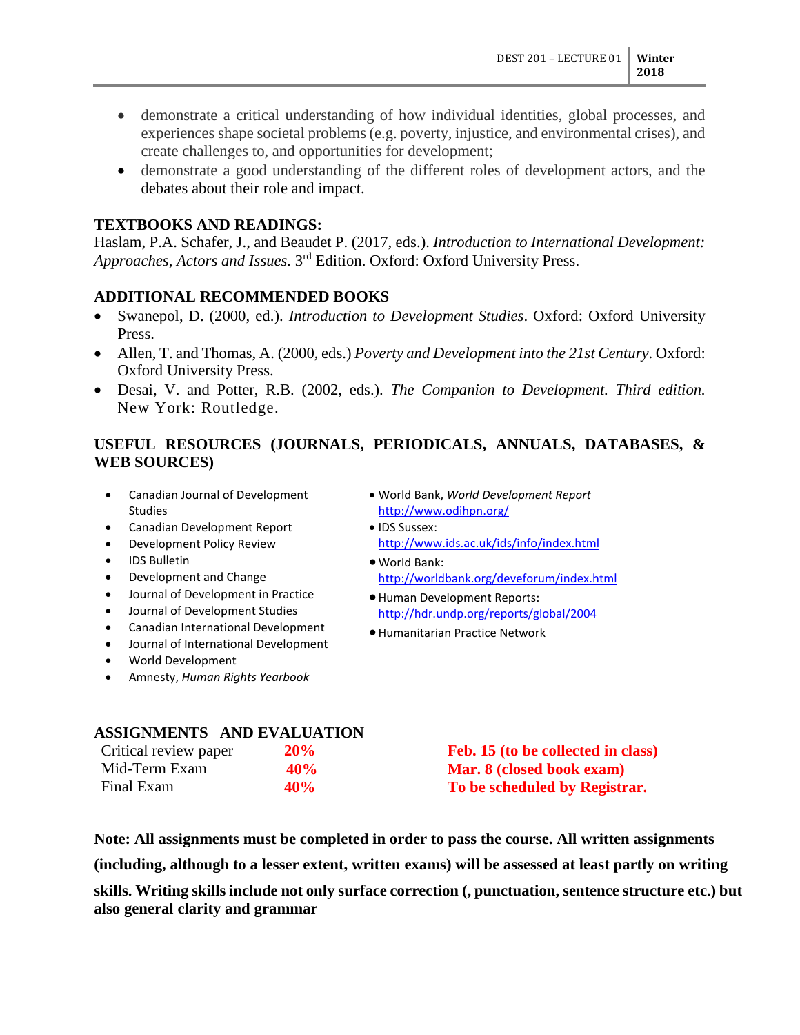- demonstrate a critical understanding of how individual identities, global processes, and experiences shape societal problems (e.g. poverty, injustice, and environmental crises), and create challenges to, and opportunities for development;
- demonstrate a good understanding of the different roles of development actors, and the debates about their role and impact.

## TEXTBOOKS AND READINGS:

Haslam, P.A. Schafer, J., and Beaudet P. (2017, eds.). *Introduction to International Development: Approaches, Actors and Issues.* 3rd Edition. Oxford: Oxford University Press.

## ADDITIONAL RECOMMENDED BOOKS

- Swanepol, D. (2000, ed.). *Introduction to Development Studies*. Oxford: Oxford University Press.
- Allen, T. and Thomas, A. (2000, eds.) *Poverty and Development into the 21st Century*. Oxford: Oxford University Press.
- Desai, V. and Potter, R.B. (2002, eds.). *The Companion to Development. Third edition.* New York: Routledge.

## USEFUL RESOURCES (JOURNALS, PERIODICALS, ANNUALS, DATABASES, & WEB SOURCES)

- Canadian Journal of Development Studies
- Canadian Development Report
- Development Policy Review
- IDS Bulletin
- Development and Change
- Journal of Development in Practice
- Journal of Development Studies
- Canadian International Development
- Journal of International Development
- World Development
- Amnesty, *Human Rights Yearbook*
- World Bank, *World Development Report* http://www.odihpn.org/
- IDS Sussex: http://www.ids.ac.uk/ids/info/index.html
- World Bank: http://worldbank.org/deveforum/index.html
- Human Development Reports: http://hdr.undp.org/reports/global/2004
- Humanitarian Practice Network

## ASSIGNMENTS AND EVALUATION

| | | |
|---|---|---|
| Critical review paper | **20%** | **Feb. 15 (to be collected in class)** |
| Mid-Term Exam | **40%** | **Mar. 8 (closed book exam)** |
| Final Exam | **40%** | **To be scheduled by Registrar.** |

**Note: All assignments must be completed in order to pass the course. All written assignments (including, although to a lesser extent, written exams) will be assessed at least partly on writing skills. Writing skills include not only surface correction (, punctuation, sentence structure etc.) but also general clarity and grammar**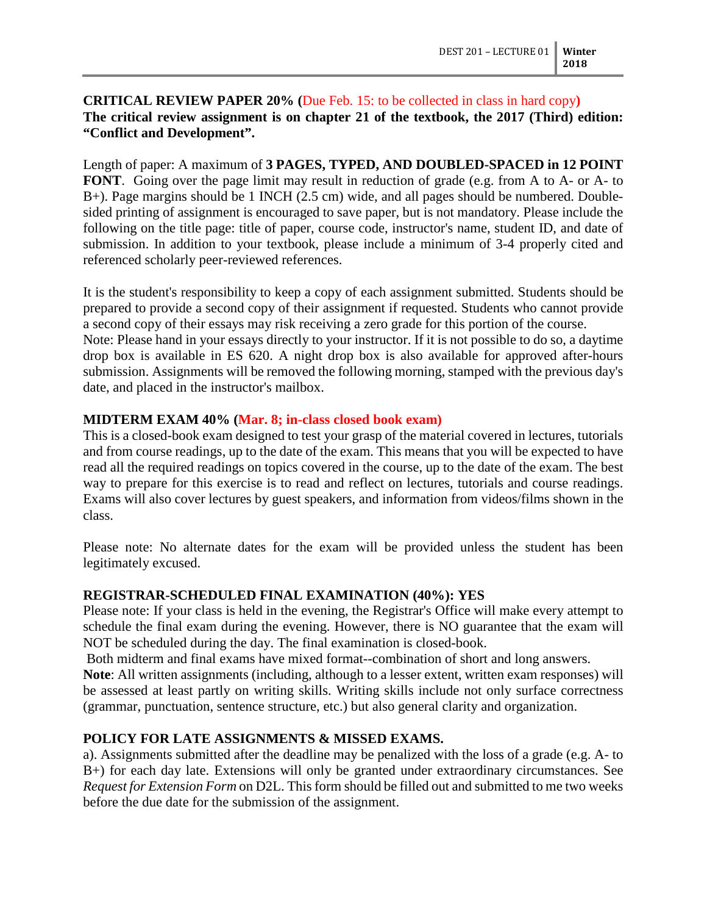**CRITICAL REVIEW PAPER 20% (Due Feb. 15: to be collected in class in hard copy)**
**The critical review assignment is on chapter 21 of the textbook, the 2017 (Third) edition: "Conflict and Development".**

Length of paper: A maximum of **3 PAGES, TYPED, AND DOUBLED-SPACED in 12 POINT FONT**. Going over the page limit may result in reduction of grade (e.g. from A to A- or A- to B+). Page margins should be 1 INCH (2.5 cm) wide, and all pages should be numbered. Double-sided printing of assignment is encouraged to save paper, but is not mandatory. Please include the following on the title page: title of paper, course code, instructor's name, student ID, and date of submission. In addition to your textbook, please include a minimum of 3-4 properly cited and referenced scholarly peer-reviewed references.

It is the student's responsibility to keep a copy of each assignment submitted. Students should be prepared to provide a second copy of their assignment if requested. Students who cannot provide a second copy of their essays may risk receiving a zero grade for this portion of the course.
Note: Please hand in your essays directly to your instructor. If it is not possible to do so, a daytime drop box is available in ES 620. A night drop box is also available for approved after-hours submission. Assignments will be removed the following morning, stamped with the previous day's date, and placed in the instructor's mailbox.

**MIDTERM EXAM 40% (Mar. 8; in-class closed book exam)**
This is a closed-book exam designed to test your grasp of the material covered in lectures, tutorials and from course readings, up to the date of the exam. This means that you will be expected to have read all the required readings on topics covered in the course, up to the date of the exam. The best way to prepare for this exercise is to read and reflect on lectures, tutorials and course readings. Exams will also cover lectures by guest speakers, and information from videos/films shown in the class.

Please note: No alternate dates for the exam will be provided unless the student has been legitimately excused.

**REGISTRAR-SCHEDULED FINAL EXAMINATION (40%): YES**
Please note: If your class is held in the evening, the Registrar's Office will make every attempt to schedule the final exam during the evening. However, there is NO guarantee that the exam will NOT be scheduled during the day. The final examination is closed-book.
Both midterm and final exams have mixed format--combination of short and long answers.
**Note**: All written assignments (including, although to a lesser extent, written exam responses) will be assessed at least partly on writing skills. Writing skills include not only surface correctness (grammar, punctuation, sentence structure, etc.) but also general clarity and organization.

**POLICY FOR LATE ASSIGNMENTS & MISSED EXAMS.**
a). Assignments submitted after the deadline may be penalized with the loss of a grade (e.g. A- to B+) for each day late. Extensions will only be granted under extraordinary circumstances. See *Request for Extension Form* on D2L. This form should be filled out and submitted to me two weeks before the due date for the submission of the assignment.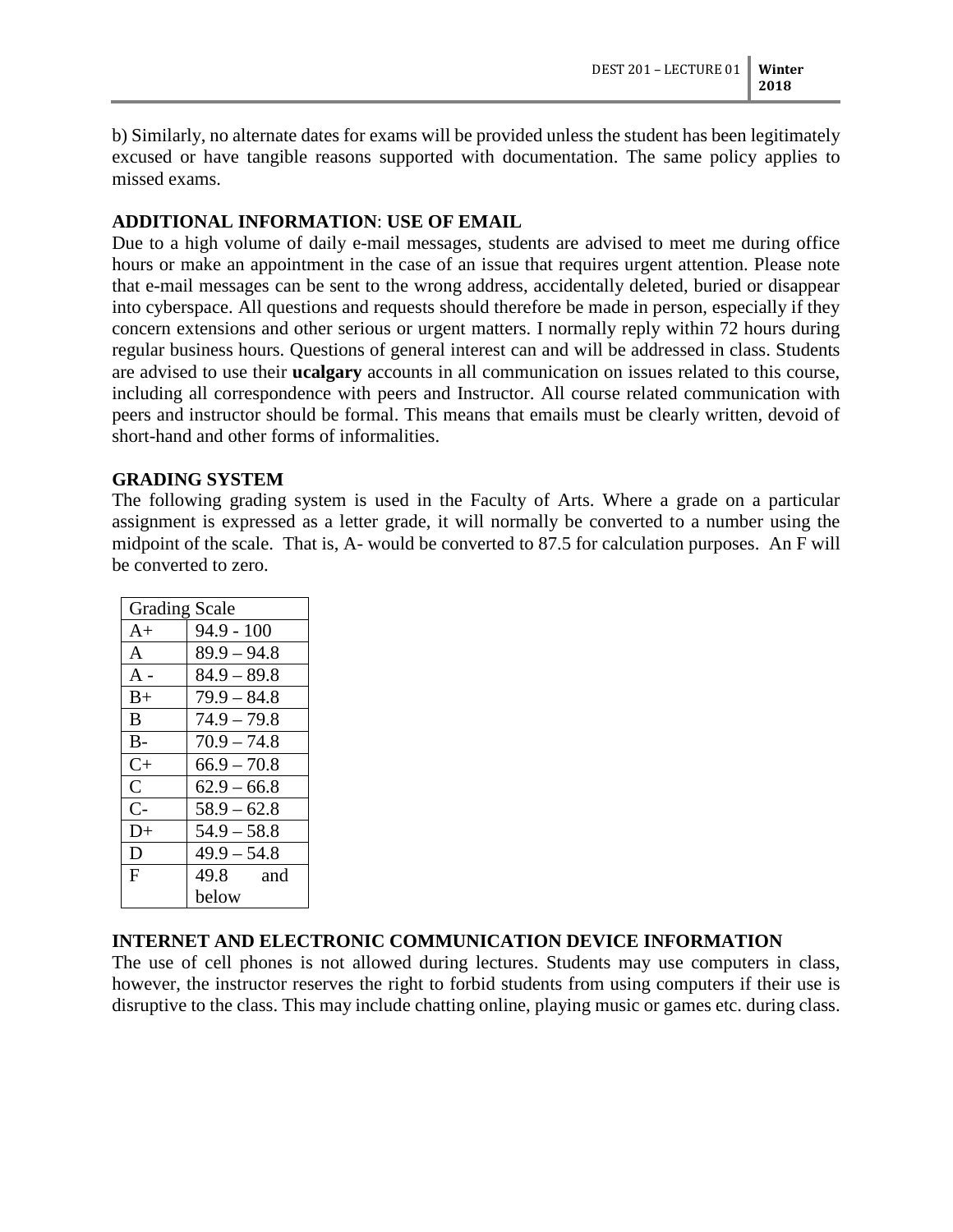b) Similarly, no alternate dates for exams will be provided unless the student has been legitimately excused or have tangible reasons supported with documentation. The same policy applies to missed exams.

**ADDITIONAL INFORMATION**: **USE OF EMAIL**

Due to a high volume of daily e-mail messages, students are advised to meet me during office hours or make an appointment in the case of an issue that requires urgent attention. Please note that e-mail messages can be sent to the wrong address, accidentally deleted, buried or disappear into cyberspace. All questions and requests should therefore be made in person, especially if they concern extensions and other serious or urgent matters. I normally reply within 72 hours during regular business hours. Questions of general interest can and will be addressed in class. Students are advised to use their **ucalgary** accounts in all communication on issues related to this course, including all correspondence with peers and Instructor. All course related communication with peers and instructor should be formal. This means that emails must be clearly written, devoid of short-hand and other forms of informalities.

**GRADING SYSTEM**

The following grading system is used in the Faculty of Arts. Where a grade on a particular assignment is expressed as a letter grade, it will normally be converted to a number using the midpoint of the scale. That is, A- would be converted to 87.5 for calculation purposes. An F will be converted to zero.

| Grading Scale | |
|---|---|
| A+ | 94.9 - 100 |
| A | 89.9 – 94.8 |
| A - | 84.9 – 89.8 |
| B+ | 79.9 – 84.8 |
| B | 74.9 – 79.8 |
| B- | 70.9 – 74.8 |
| C+ | 66.9 – 70.8 |
| C | 62.9 – 66.8 |
| C- | 58.9 – 62.8 |
| D+ | 54.9 – 58.8 |
| D | 49.9 – 54.8 |
| F | 49.8 and below |

**INTERNET AND ELECTRONIC COMMUNICATION DEVICE INFORMATION**

The use of cell phones is not allowed during lectures. Students may use computers in class, however, the instructor reserves the right to forbid students from using computers if their use is disruptive to the class. This may include chatting online, playing music or games etc. during class.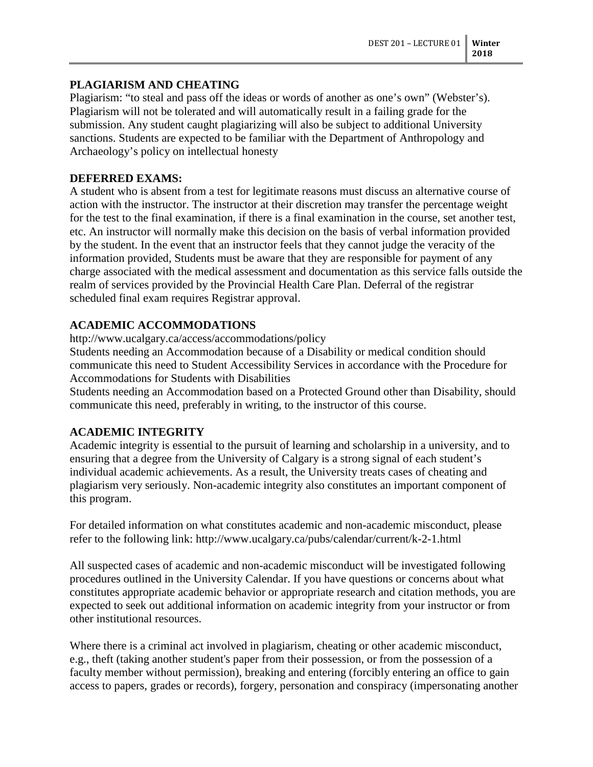## PLAGIARISM AND CHEATING

Plagiarism: "to steal and pass off the ideas or words of another as one's own" (Webster's). Plagiarism will not be tolerated and will automatically result in a failing grade for the submission. Any student caught plagiarizing will also be subject to additional University sanctions. Students are expected to be familiar with the Department of Anthropology and Archaeology's policy on intellectual honesty

## DEFERRED EXAMS:

A student who is absent from a test for legitimate reasons must discuss an alternative course of action with the instructor. The instructor at their discretion may transfer the percentage weight for the test to the final examination, if there is a final examination in the course, set another test, etc. An instructor will normally make this decision on the basis of verbal information provided by the student. In the event that an instructor feels that they cannot judge the veracity of the information provided, Students must be aware that they are responsible for payment of any charge associated with the medical assessment and documentation as this service falls outside the realm of services provided by the Provincial Health Care Plan. Deferral of the registrar scheduled final exam requires Registrar approval.

## ACADEMIC ACCOMMODATIONS

http://www.ucalgary.ca/access/accommodations/policy

Students needing an Accommodation because of a Disability or medical condition should communicate this need to Student Accessibility Services in accordance with the Procedure for Accommodations for Students with Disabilities

Students needing an Accommodation based on a Protected Ground other than Disability, should communicate this need, preferably in writing, to the instructor of this course.

## ACADEMIC INTEGRITY

Academic integrity is essential to the pursuit of learning and scholarship in a university, and to ensuring that a degree from the University of Calgary is a strong signal of each student's individual academic achievements. As a result, the University treats cases of cheating and plagiarism very seriously. Non-academic integrity also constitutes an important component of this program.

For detailed information on what constitutes academic and non-academic misconduct, please refer to the following link: http://www.ucalgary.ca/pubs/calendar/current/k-2-1.html

All suspected cases of academic and non-academic misconduct will be investigated following procedures outlined in the University Calendar. If you have questions or concerns about what constitutes appropriate academic behavior or appropriate research and citation methods, you are expected to seek out additional information on academic integrity from your instructor or from other institutional resources.

Where there is a criminal act involved in plagiarism, cheating or other academic misconduct, e.g., theft (taking another student's paper from their possession, or from the possession of a faculty member without permission), breaking and entering (forcibly entering an office to gain access to papers, grades or records), forgery, personation and conspiracy (impersonating another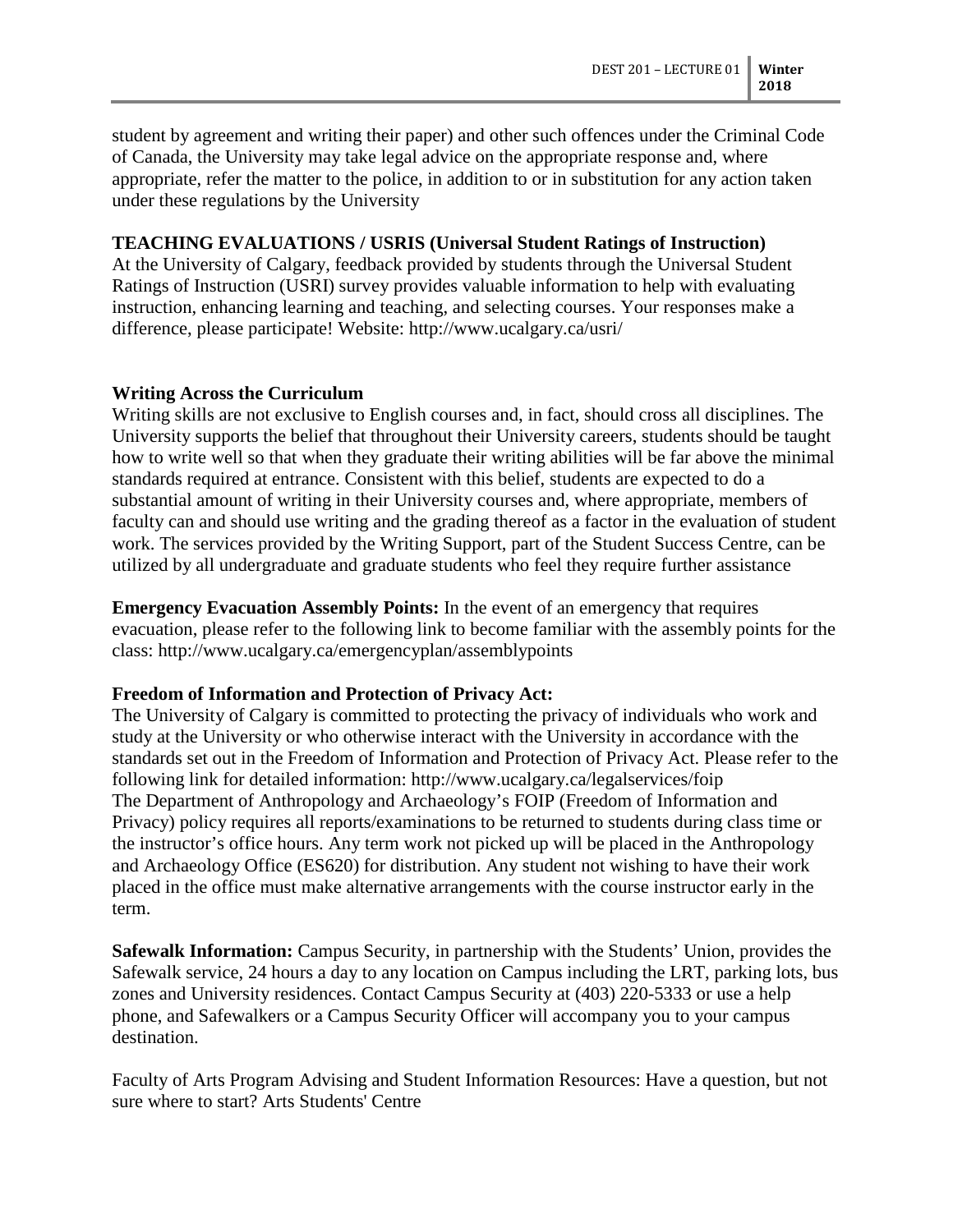student by agreement and writing their paper) and other such offences under the Criminal Code of Canada, the University may take legal advice on the appropriate response and, where appropriate, refer the matter to the police, in addition to or in substitution for any action taken under these regulations by the University

**TEACHING EVALUATIONS / USRIS (Universal Student Ratings of Instruction)**

At the University of Calgary, feedback provided by students through the Universal Student Ratings of Instruction (USRI) survey provides valuable information to help with evaluating instruction, enhancing learning and teaching, and selecting courses. Your responses make a difference, please participate! Website: http://www.ucalgary.ca/usri/

**Writing Across the Curriculum**

Writing skills are not exclusive to English courses and, in fact, should cross all disciplines. The University supports the belief that throughout their University careers, students should be taught how to write well so that when they graduate their writing abilities will be far above the minimal standards required at entrance. Consistent with this belief, students are expected to do a substantial amount of writing in their University courses and, where appropriate, members of faculty can and should use writing and the grading thereof as a factor in the evaluation of student work. The services provided by the Writing Support, part of the Student Success Centre, can be utilized by all undergraduate and graduate students who feel they require further assistance

**Emergency Evacuation Assembly Points:** In the event of an emergency that requires evacuation, please refer to the following link to become familiar with the assembly points for the class: http://www.ucalgary.ca/emergencyplan/assemblypoints

**Freedom of Information and Protection of Privacy Act:**

The University of Calgary is committed to protecting the privacy of individuals who work and study at the University or who otherwise interact with the University in accordance with the standards set out in the Freedom of Information and Protection of Privacy Act. Please refer to the following link for detailed information: http://www.ucalgary.ca/legalservices/foip
The Department of Anthropology and Archaeology's FOIP (Freedom of Information and Privacy) policy requires all reports/examinations to be returned to students during class time or the instructor's office hours. Any term work not picked up will be placed in the Anthropology and Archaeology Office (ES620) for distribution. Any student not wishing to have their work placed in the office must make alternative arrangements with the course instructor early in the term.

**Safewalk Information:** Campus Security, in partnership with the Students' Union, provides the Safewalk service, 24 hours a day to any location on Campus including the LRT, parking lots, bus zones and University residences. Contact Campus Security at (403) 220-5333 or use a help phone, and Safewalkers or a Campus Security Officer will accompany you to your campus destination.

Faculty of Arts Program Advising and Student Information Resources: Have a question, but not sure where to start? Arts Students' Centre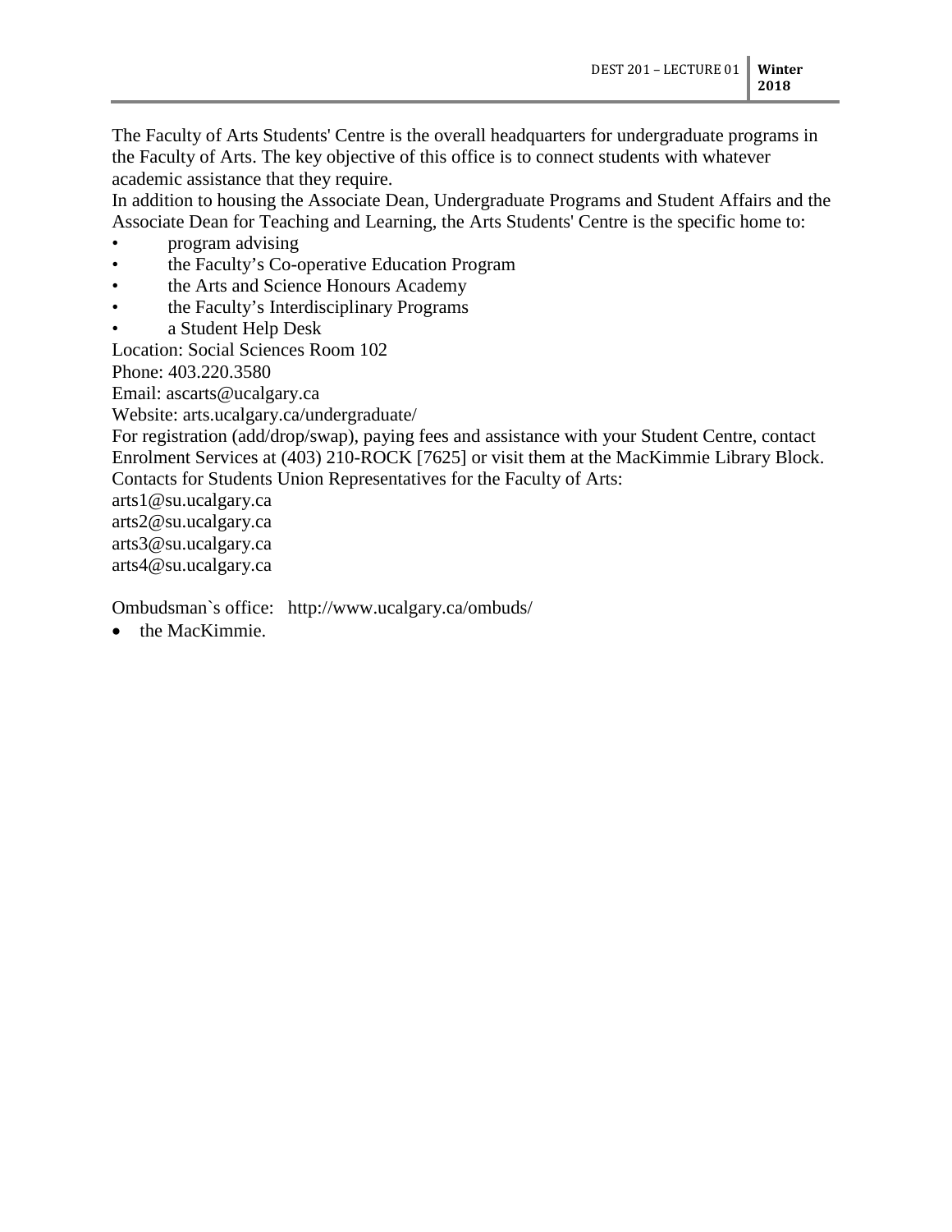The Faculty of Arts Students' Centre is the overall headquarters for undergraduate programs in the Faculty of Arts. The key objective of this office is to connect students with whatever academic assistance that they require.

In addition to housing the Associate Dean, Undergraduate Programs and Student Affairs and the Associate Dean for Teaching and Learning, the Arts Students' Centre is the specific home to:

- program advising
- the Faculty's Co-operative Education Program
- the Arts and Science Honours Academy
- the Faculty's Interdisciplinary Programs
- a Student Help Desk

Location: Social Sciences Room 102

Phone: 403.220.3580

Email: ascarts@ucalgary.ca

Website: arts.ucalgary.ca/undergraduate/

For registration (add/drop/swap), paying fees and assistance with your Student Centre, contact Enrolment Services at (403) 210-ROCK [7625] or visit them at the MacKimmie Library Block.

Contacts for Students Union Representatives for the Faculty of Arts:

arts1@su.ucalgary.ca

arts2@su.ucalgary.ca

arts3@su.ucalgary.ca

arts4@su.ucalgary.ca

Ombudsman`s office: http://www.ucalgary.ca/ombuds/

- the MacKimmie.